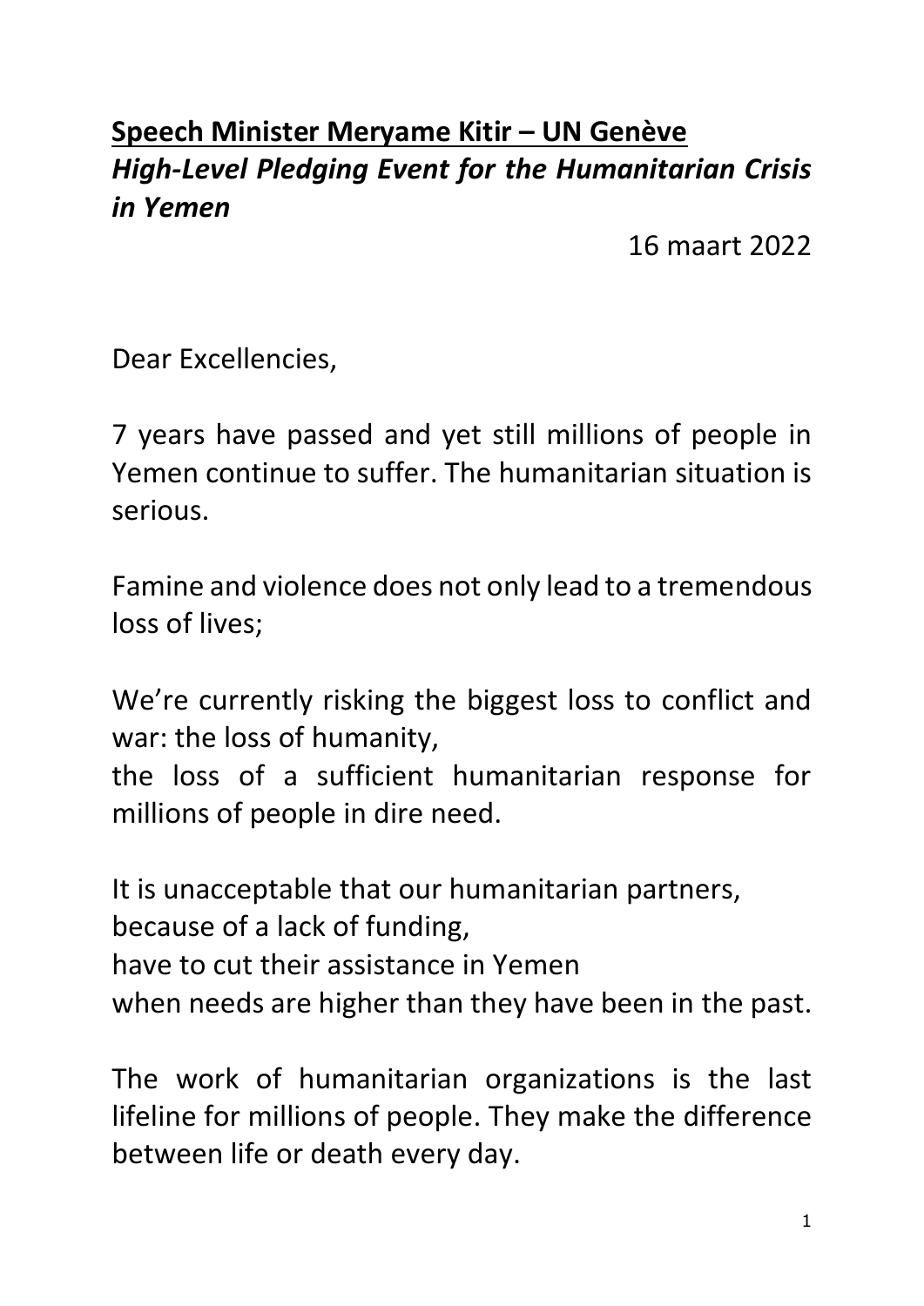**Speech Minister Meryame Kitir – UN Genève**

***High-Level Pledging Event for the Humanitarian Crisis in Yemen***

16 maart 2022

Dear Excellencies,

7 years have passed and yet still millions of people in Yemen continue to suffer. The humanitarian situation is serious.

Famine and violence does not only lead to a tremendous loss of lives;

We're currently risking the biggest loss to conflict and war: the loss of humanity,
the loss of a sufficient humanitarian response for millions of people in dire need.

It is unacceptable that our humanitarian partners,
because of a lack of funding,
have to cut their assistance in Yemen
when needs are higher than they have been in the past.

The work of humanitarian organizations is the last lifeline for millions of people. They make the difference between life or death every day.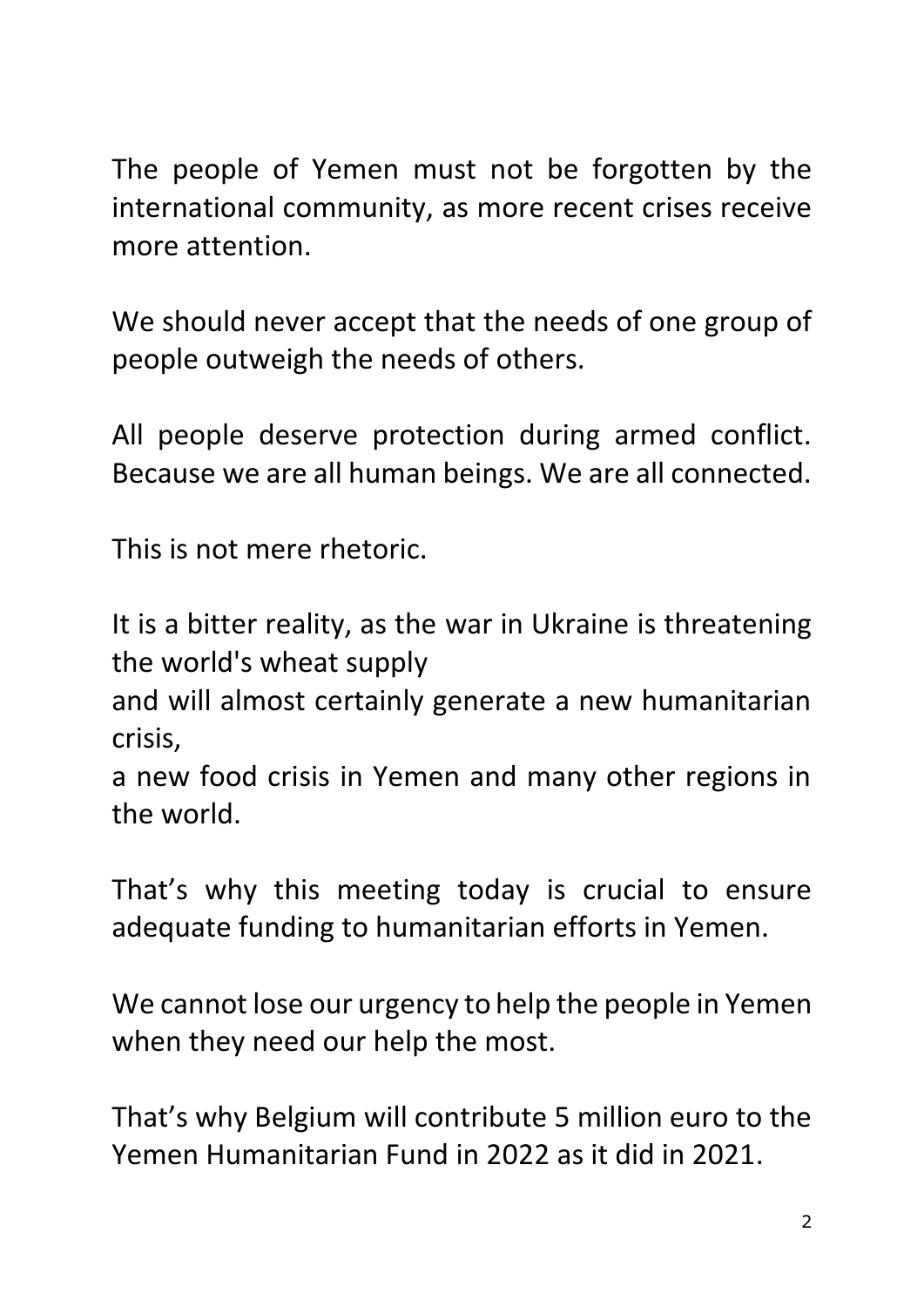The people of Yemen must not be forgotten by the international community, as more recent crises receive more attention.

We should never accept that the needs of one group of people outweigh the needs of others.

All people deserve protection during armed conflict. Because we are all human beings. We are all connected.

This is not mere rhetoric.

It is a bitter reality, as the war in Ukraine is threatening the world's wheat supply
and will almost certainly generate a new humanitarian crisis,
a new food crisis in Yemen and many other regions in the world.

That's why this meeting today is crucial to ensure adequate funding to humanitarian efforts in Yemen.

We cannot lose our urgency to help the people in Yemen when they need our help the most.

That's why Belgium will contribute 5 million euro to the Yemen Humanitarian Fund in 2022 as it did in 2021.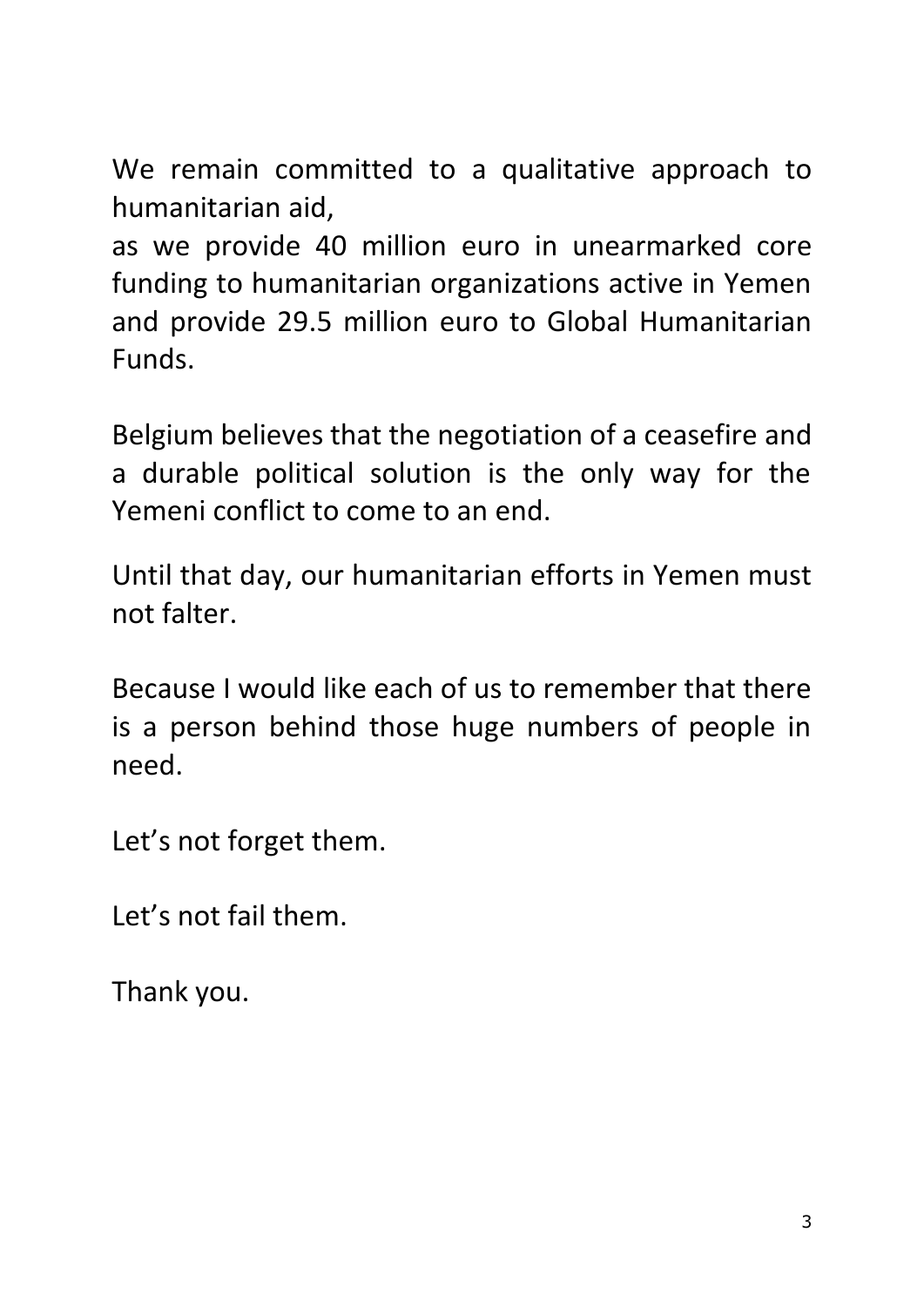We remain committed to a qualitative approach to humanitarian aid,

as we provide 40 million euro in unearmarked core funding to humanitarian organizations active in Yemen and provide 29.5 million euro to Global Humanitarian Funds.

Belgium believes that the negotiation of a ceasefire and a durable political solution is the only way for the Yemeni conflict to come to an end.

Until that day, our humanitarian efforts in Yemen must not falter.

Because I would like each of us to remember that there is a person behind those huge numbers of people in need.

Let's not forget them.

Let's not fail them.

Thank you.